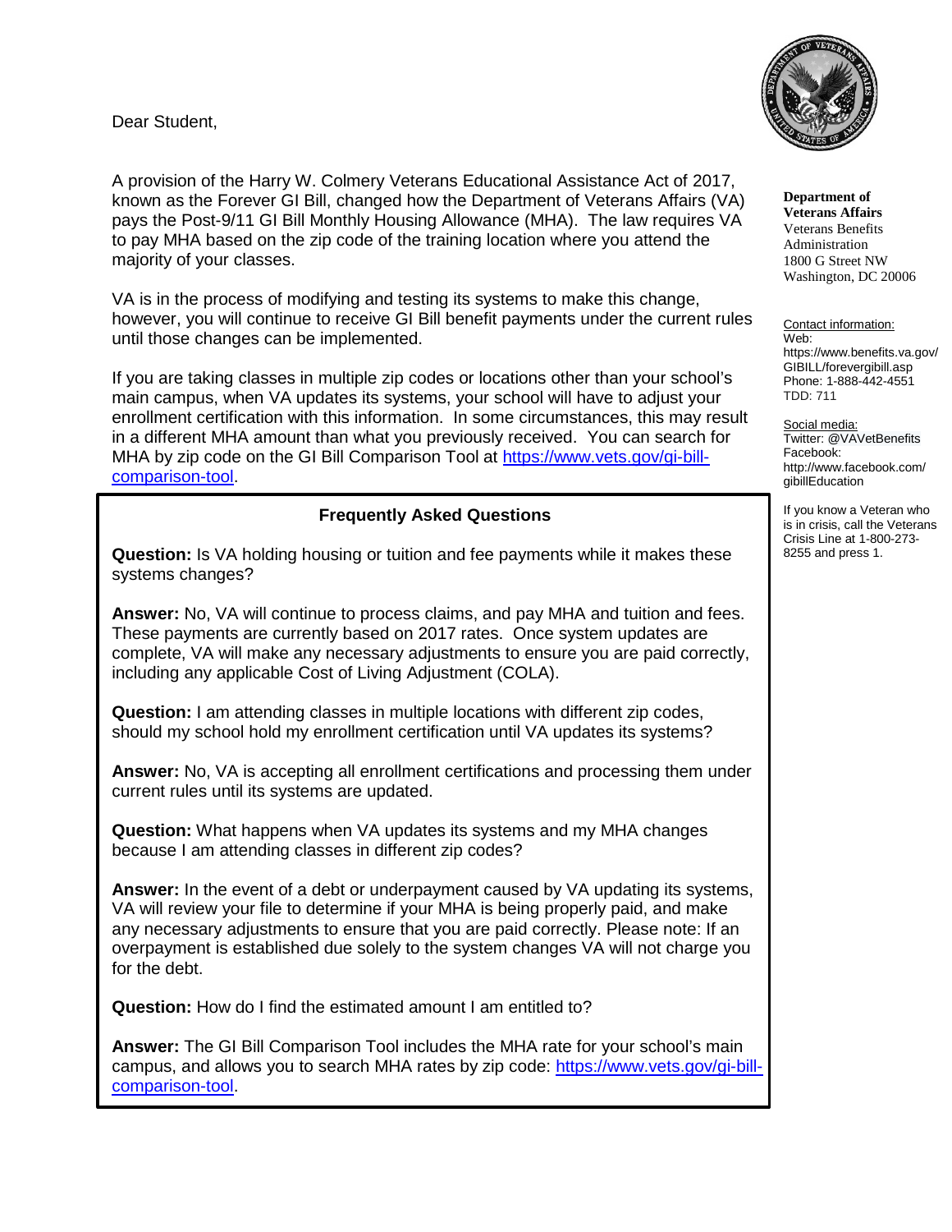**Department of Veterans Affairs**
Veterans Benefits Administration
1800 G Street NW
Washington, DC 20006

Contact information:
Web: https://www.benefits.va.gov/GIBILL/forevergibill.asp
Phone: 1-888-442-4551
TDD: 711

Social media:
Twitter: @VAVetBenefits
Facebook: http://www.facebook.com/gibillEducation

If you know a Veteran who is in crisis, call the Veterans Crisis Line at 1-800-273-8255 and press 1.

Dear Student,

A provision of the Harry W. Colmery Veterans Educational Assistance Act of 2017, known as the Forever GI Bill, changed how the Department of Veterans Affairs (VA) pays the Post-9/11 GI Bill Monthly Housing Allowance (MHA). The law requires VA to pay MHA based on the zip code of the training location where you attend the majority of your classes.

VA is in the process of modifying and testing its systems to make this change, however, you will continue to receive GI Bill benefit payments under the current rules until those changes can be implemented.

If you are taking classes in multiple zip codes or locations other than your school's main campus, when VA updates its systems, your school will have to adjust your enrollment certification with this information. In some circumstances, this may result in a different MHA amount than what you previously received. You can search for MHA by zip code on the GI Bill Comparison Tool at [https://www.vets.gov/gi-bill-comparison-tool](https://www.vets.gov/gi-bill-comparison-tool).

## Frequently Asked Questions

**Question:** Is VA holding housing or tuition and fee payments while it makes these systems changes?

**Answer:** No, VA will continue to process claims, and pay MHA and tuition and fees. These payments are currently based on 2017 rates. Once system updates are complete, VA will make any necessary adjustments to ensure you are paid correctly, including any applicable Cost of Living Adjustment (COLA).

**Question:** I am attending classes in multiple locations with different zip codes, should my school hold my enrollment certification until VA updates its systems?

**Answer:** No, VA is accepting all enrollment certifications and processing them under current rules until its systems are updated.

**Question:** What happens when VA updates its systems and my MHA changes because I am attending classes in different zip codes?

**Answer:** In the event of a debt or underpayment caused by VA updating its systems, VA will review your file to determine if your MHA is being properly paid, and make any necessary adjustments to ensure that you are paid correctly. Please note: If an overpayment is established due solely to the system changes VA will not charge you for the debt.

**Question:** How do I find the estimated amount I am entitled to?

**Answer:** The GI Bill Comparison Tool includes the MHA rate for your school's main campus, and allows you to search MHA rates by zip code: [https://www.vets.gov/gi-bill-comparison-tool](https://www.vets.gov/gi-bill-comparison-tool).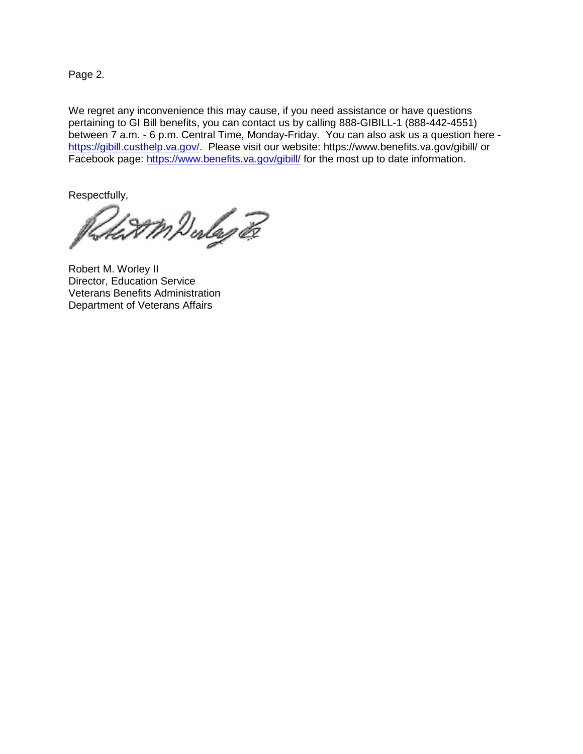We regret any inconvenience this may cause, if you need assistance or have questions pertaining to GI Bill benefits, you can contact us by calling 888-GIBILL-1 (888-442-4551) between 7 a.m. - 6 p.m. Central Time, Monday-Friday. You can also ask us a question here - https://gibill.custhelp.va.gov/. Please visit our website: https://www.benefits.va.gov/gibill/ or Facebook page: https://www.benefits.va.gov/gibill/ for the most up to date information.

Respectfully,

Robert M. Worley II
Director, Education Service
Veterans Benefits Administration
Department of Veterans Affairs